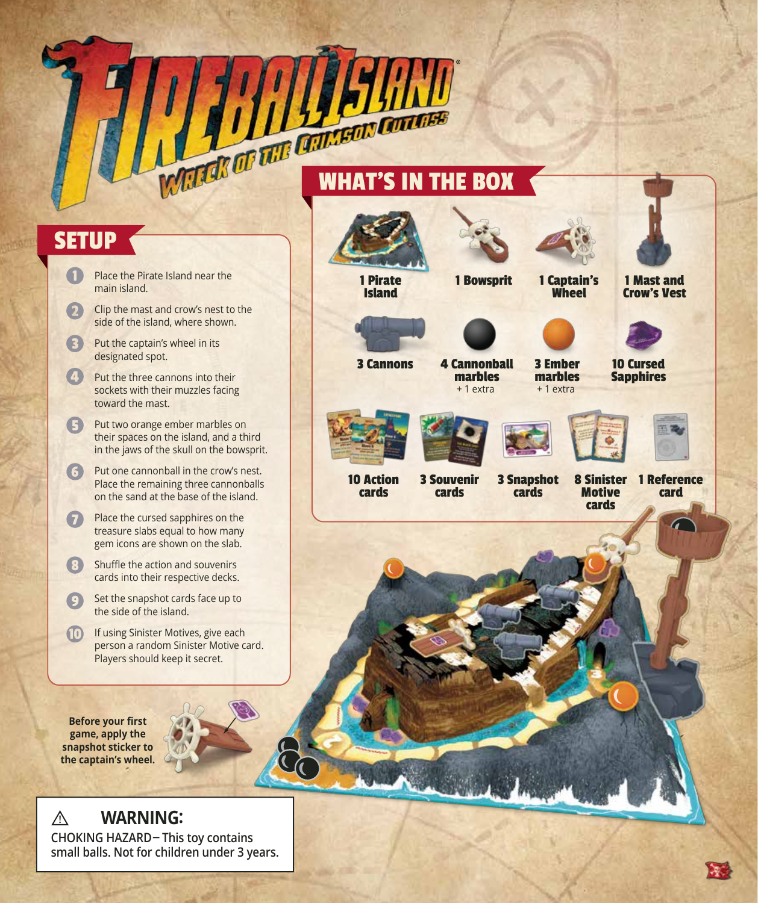# FIREBALL ISLAND

## WRECK OF THE CRIMSON CUTLASS

## SETUP

1. Place the Pirate Island near the main island.
2. Clip the mast and crow's nest to the side of the island, where shown.
3. Put the captain's wheel in its designated spot.
4. Put the three cannons into their sockets with their muzzles facing toward the mast.
5. Put two orange ember marbles on their spaces on the island, and a third in the jaws of the skull on the bowsprit.
6. Put one cannonball in the crow's nest. Place the remaining three cannonballs on the sand at the base of the island.
7. Place the cursed sapphires on the treasure slabs equal to how many gem icons are shown on the slab.
8. Shuffle the action and souvenirs cards into their respective decks.
9. Set the snapshot cards face up to the side of the island.
10. If using Sinister Motives, give each person a random Sinister Motive card. Players should keep it secret.

**Before your first game, apply the snapshot sticker to the captain's wheel.**

## WHAT'S IN THE BOX

- **1 Pirate Island**
- **1 Bowsprit**
- **1 Captain's Wheel**
- **1 Mast and Crow's Vest**
- **3 Cannons**
- **4 Cannonball marbles** + 1 extra
- **3 Ember marbles** + 1 extra
- **10 Cursed Sapphires**
- **10 Action cards**
- **3 Souvenir cards**
- **3 Snapshot cards**
- **8 Sinister Motive cards**
- **1 Reference card**

⚠ **WARNING:**
CHOKING HAZARD – This toy contains small balls. Not for children under 3 years.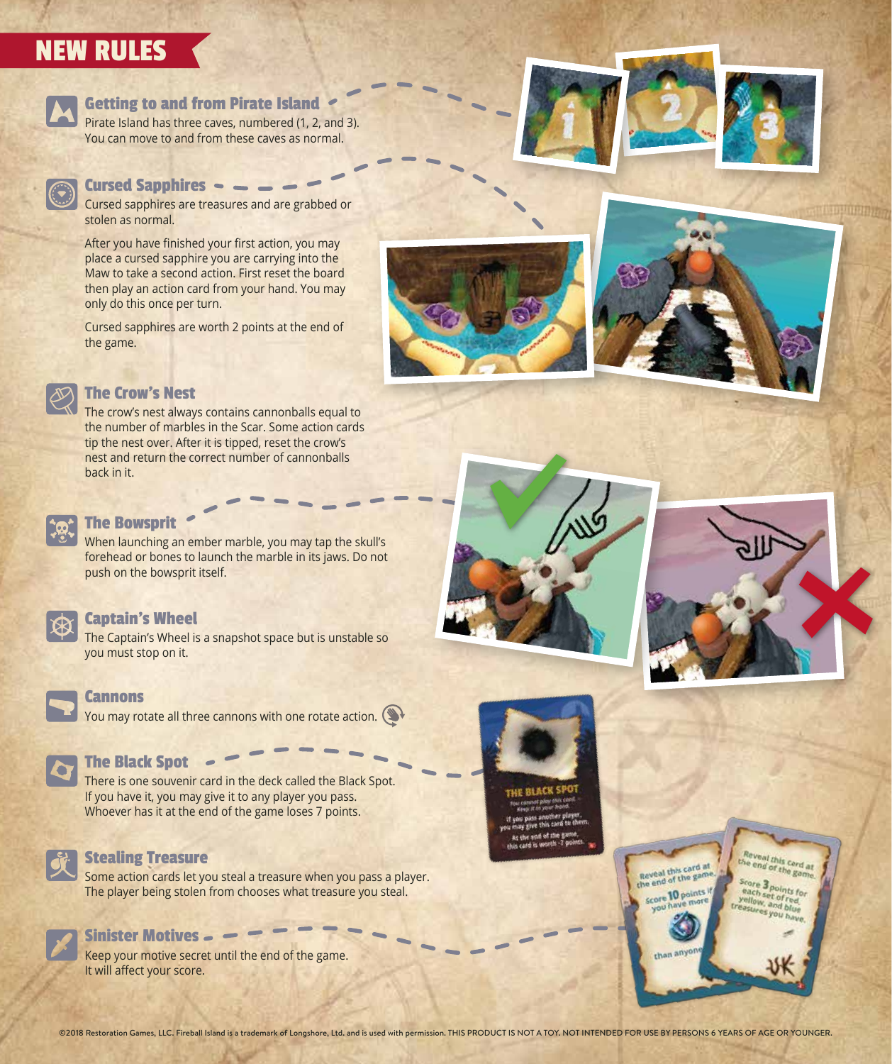# NEW RULES

## Getting to and from Pirate Island

Pirate Island has three caves, numbered (1, 2, and 3). You can move to and from these caves as normal.

## Cursed Sapphires

Cursed sapphires are treasures and are grabbed or stolen as normal.

After you have finished your first action, you may place a cursed sapphire you are carrying into the Maw to take a second action. First reset the board then play an action card from your hand. You may only do this once per turn.

Cursed sapphires are worth 2 points at the end of the game.

## The Crow's Nest

The crow's nest always contains cannonballs equal to the number of marbles in the Scar. Some action cards tip the nest over. After it is tipped, reset the crow's nest and return the correct number of cannonballs back in it.

## The Bowsprit

When launching an ember marble, you may tap the skull's forehead or bones to launch the marble in its jaws. Do not push on the bowsprit itself.

## Captain's Wheel

The Captain's Wheel is a snapshot space but is unstable so you must stop on it.

## Cannons

You may rotate all three cannons with one rotate action.

## The Black Spot

There is one souvenir card in the deck called the Black Spot. If you have it, you may give it to any player you pass. Whoever has it at the end of the game loses 7 points.

## Stealing Treasure

Some action cards let you steal a treasure when you pass a player. The player being stolen from chooses what treasure you steal.

## Sinister Motives

Keep your motive secret until the end of the game. It will affect your score.

THE BLACK SPOT

You cannot play this card. Keep it in your hand.

If you pass another player, you may give this card to them.

At the end of the game, this card is worth -7 points.

Reveal this card at the end of the game. Score 10 points if you have more than anyone

Reveal this card at the end of the game. Score 3 points for each set of red, yellow, and blue treasures you have.

©2018 Restoration Games, LLC. Fireball Island is a trademark of Longshore, Ltd. and is used with permission. THIS PRODUCT IS NOT A TOY. NOT INTENDED FOR USE BY PERSONS 6 YEARS OF AGE OR YOUNGER.